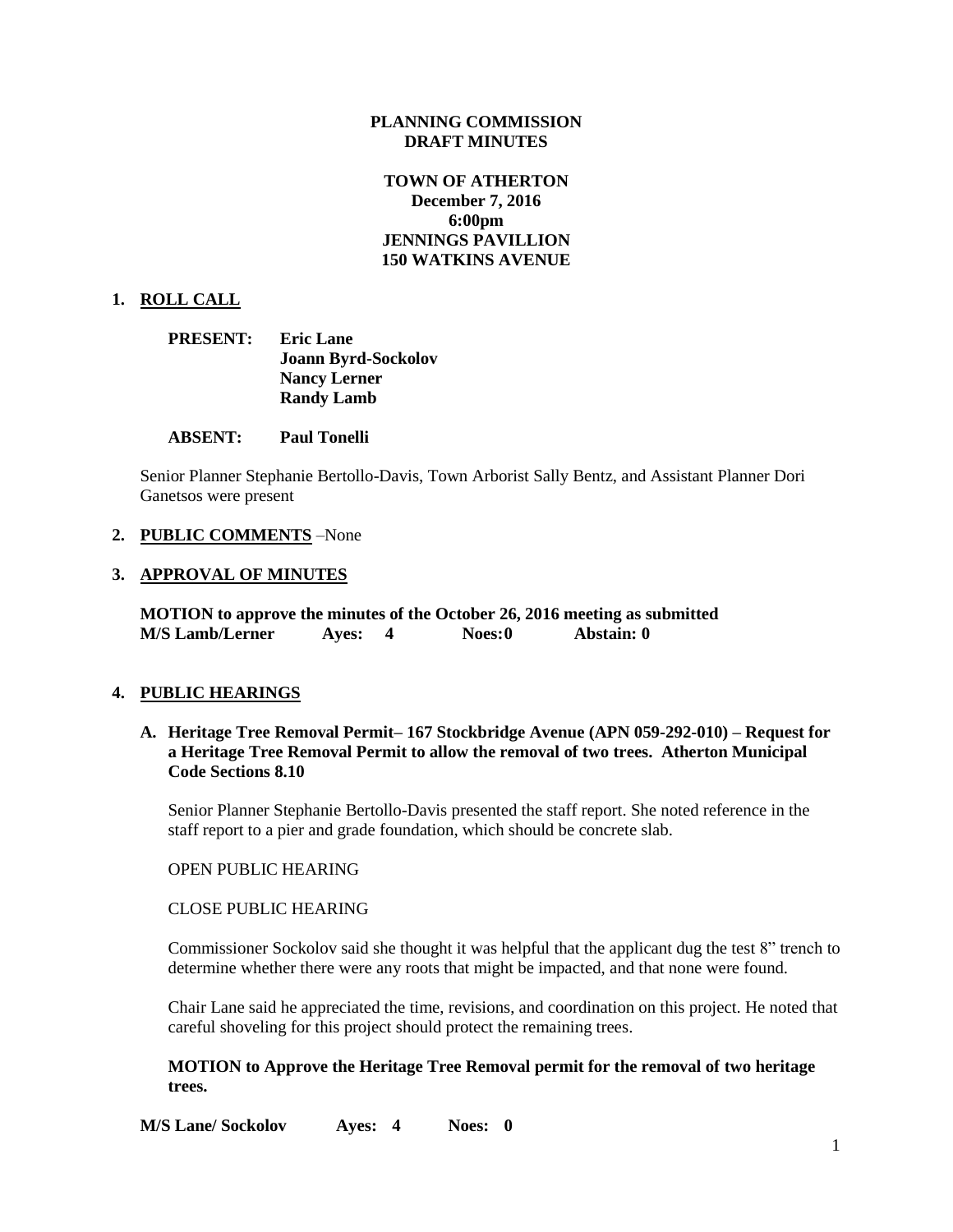**PLANNING COMMISSION**
**DRAFT MINUTES**

**TOWN OF ATHERTON**
**December 7, 2016**
**6:00pm**
**JENNINGS PAVILLION**
**150 WATKINS AVENUE**

## 1. ROLL CALL

**PRESENT:** **Eric Lane**
**Joann Byrd-Sockolov**
**Nancy Lerner**
**Randy Lamb**

**ABSENT:** **Paul Tonelli**

Senior Planner Stephanie Bertollo-Davis, Town Arborist Sally Bentz, and Assistant Planner Dori Ganetsos were present

## 2. PUBLIC COMMENTS –None

## 3. APPROVAL OF MINUTES

**MOTION to approve the minutes of the October 26, 2016 meeting as submitted**
**M/S Lamb/Lerner Ayes: 4 Noes:0 Abstain: 0**

## 4. PUBLIC HEARINGS

### A. Heritage Tree Removal Permit– 167 Stockbridge Avenue (APN 059-292-010) – Request for a Heritage Tree Removal Permit to allow the removal of two trees. Atherton Municipal Code Sections 8.10

Senior Planner Stephanie Bertollo-Davis presented the staff report. She noted reference in the staff report to a pier and grade foundation, which should be concrete slab.

OPEN PUBLIC HEARING

CLOSE PUBLIC HEARING

Commissioner Sockolov said she thought it was helpful that the applicant dug the test 8" trench to determine whether there were any roots that might be impacted, and that none were found.

Chair Lane said he appreciated the time, revisions, and coordination on this project. He noted that careful shoveling for this project should protect the remaining trees.

**MOTION to Approve the Heritage Tree Removal permit for the removal of two heritage trees.**

**M/S Lane/ Sockolov Ayes: 4 Noes: 0**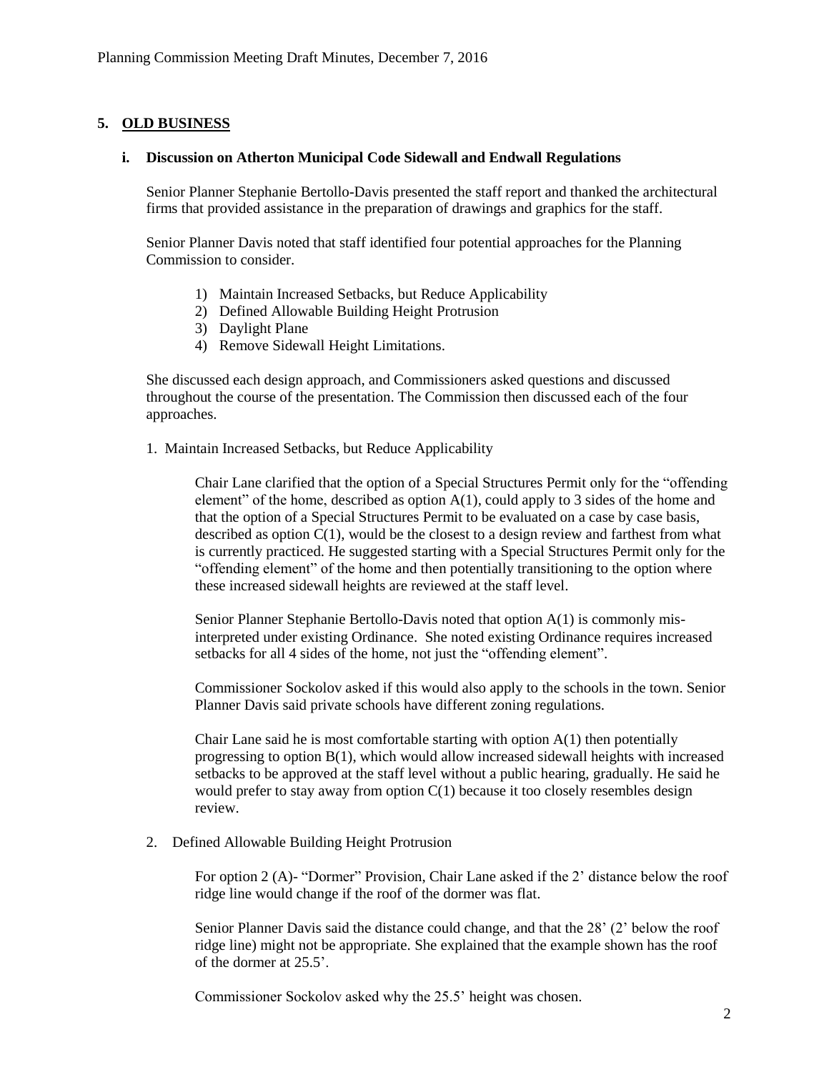## 5. OLD BUSINESS

### i. Discussion on Atherton Municipal Code Sidewall and Endwall Regulations

Senior Planner Stephanie Bertollo-Davis presented the staff report and thanked the architectural firms that provided assistance in the preparation of drawings and graphics for the staff.

Senior Planner Davis noted that staff identified four potential approaches for the Planning Commission to consider.

1) Maintain Increased Setbacks, but Reduce Applicability
2) Defined Allowable Building Height Protrusion
3) Daylight Plane
4) Remove Sidewall Height Limitations.

She discussed each design approach, and Commissioners asked questions and discussed throughout the course of the presentation. The Commission then discussed each of the four approaches.

1. Maintain Increased Setbacks, but Reduce Applicability

   Chair Lane clarified that the option of a Special Structures Permit only for the "offending element" of the home, described as option A(1), could apply to 3 sides of the home and that the option of a Special Structures Permit to be evaluated on a case by case basis, described as option C(1), would be the closest to a design review and farthest from what is currently practiced. He suggested starting with a Special Structures Permit only for the "offending element" of the home and then potentially transitioning to the option where these increased sidewall heights are reviewed at the staff level.

   Senior Planner Stephanie Bertollo-Davis noted that option A(1) is commonly mis-interpreted under existing Ordinance. She noted existing Ordinance requires increased setbacks for all 4 sides of the home, not just the "offending element".

   Commissioner Sockolov asked if this would also apply to the schools in the town. Senior Planner Davis said private schools have different zoning regulations.

   Chair Lane said he is most comfortable starting with option A(1) then potentially progressing to option B(1), which would allow increased sidewall heights with increased setbacks to be approved at the staff level without a public hearing, gradually. He said he would prefer to stay away from option C(1) because it too closely resembles design review.

2. Defined Allowable Building Height Protrusion

   For option 2 (A)- "Dormer" Provision, Chair Lane asked if the 2' distance below the roof ridge line would change if the roof of the dormer was flat.

   Senior Planner Davis said the distance could change, and that the 28' (2' below the roof ridge line) might not be appropriate. She explained that the example shown has the roof of the dormer at 25.5'.

   Commissioner Sockolov asked why the 25.5' height was chosen.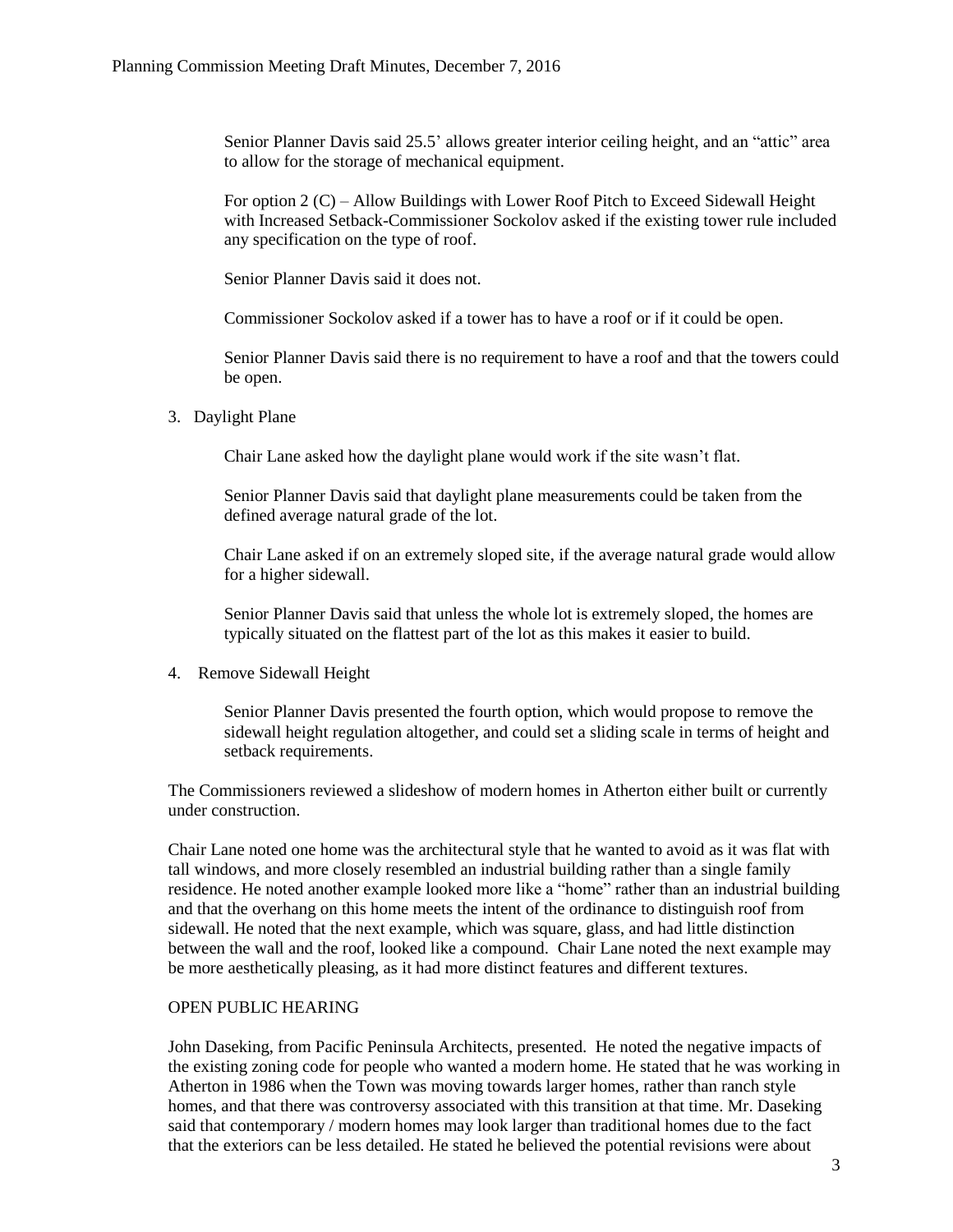Senior Planner Davis said 25.5' allows greater interior ceiling height, and an "attic" area to allow for the storage of mechanical equipment.

For option 2 (C) – Allow Buildings with Lower Roof Pitch to Exceed Sidewall Height with Increased Setback-Commissioner Sockolov asked if the existing tower rule included any specification on the type of roof.

Senior Planner Davis said it does not.

Commissioner Sockolov asked if a tower has to have a roof or if it could be open.

Senior Planner Davis said there is no requirement to have a roof and that the towers could be open.

3. Daylight Plane

Chair Lane asked how the daylight plane would work if the site wasn't flat.

Senior Planner Davis said that daylight plane measurements could be taken from the defined average natural grade of the lot.

Chair Lane asked if on an extremely sloped site, if the average natural grade would allow for a higher sidewall.

Senior Planner Davis said that unless the whole lot is extremely sloped, the homes are typically situated on the flattest part of the lot as this makes it easier to build.

4. Remove Sidewall Height

Senior Planner Davis presented the fourth option, which would propose to remove the sidewall height regulation altogether, and could set a sliding scale in terms of height and setback requirements.

The Commissioners reviewed a slideshow of modern homes in Atherton either built or currently under construction.

Chair Lane noted one home was the architectural style that he wanted to avoid as it was flat with tall windows, and more closely resembled an industrial building rather than a single family residence. He noted another example looked more like a "home" rather than an industrial building and that the overhang on this home meets the intent of the ordinance to distinguish roof from sidewall. He noted that the next example, which was square, glass, and had little distinction between the wall and the roof, looked like a compound. Chair Lane noted the next example may be more aesthetically pleasing, as it had more distinct features and different textures.

OPEN PUBLIC HEARING

John Daseking, from Pacific Peninsula Architects, presented. He noted the negative impacts of the existing zoning code for people who wanted a modern home. He stated that he was working in Atherton in 1986 when the Town was moving towards larger homes, rather than ranch style homes, and that there was controversy associated with this transition at that time. Mr. Daseking said that contemporary / modern homes may look larger than traditional homes due to the fact that the exteriors can be less detailed. He stated he believed the potential revisions were about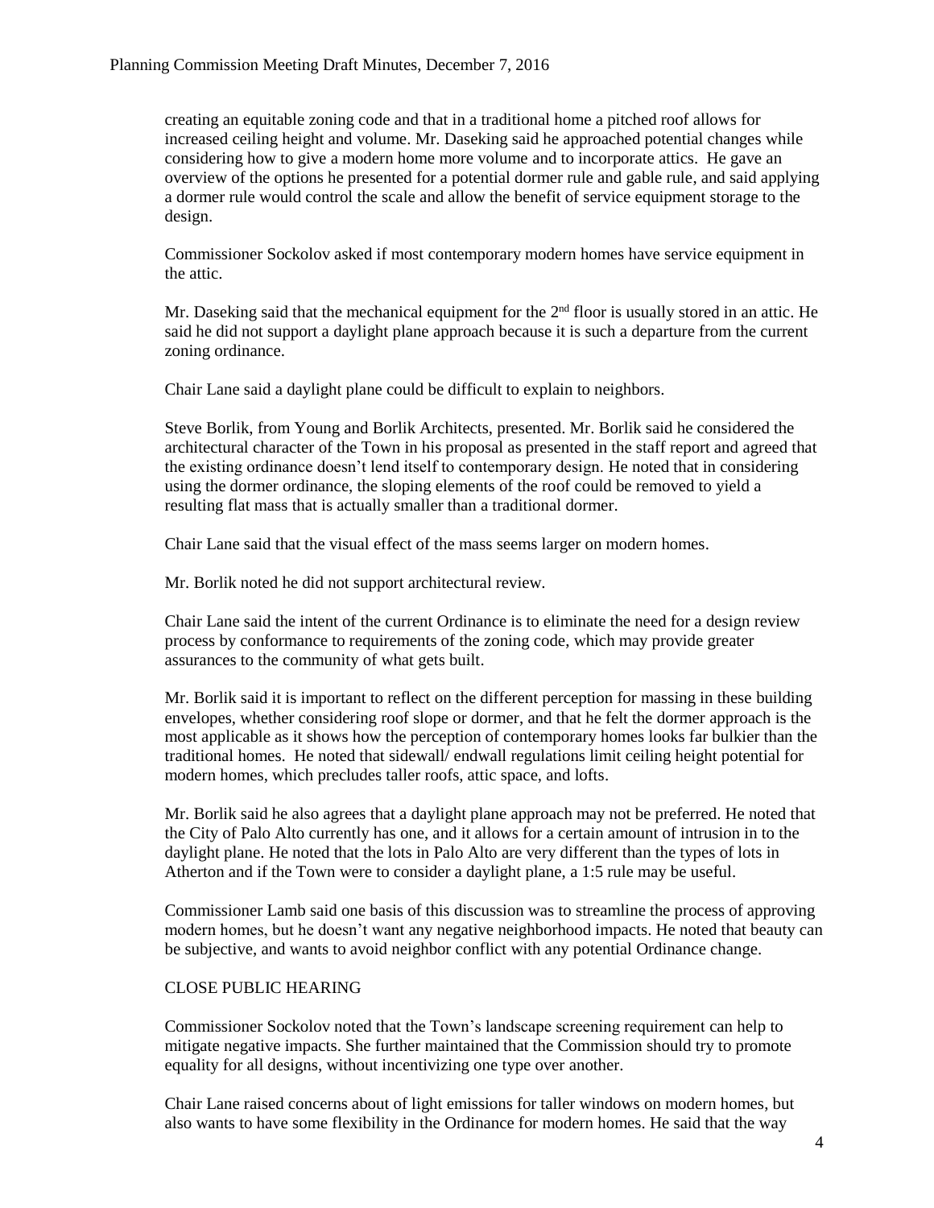creating an equitable zoning code and that in a traditional home a pitched roof allows for increased ceiling height and volume. Mr. Daseking said he approached potential changes while considering how to give a modern home more volume and to incorporate attics. He gave an overview of the options he presented for a potential dormer rule and gable rule, and said applying a dormer rule would control the scale and allow the benefit of service equipment storage to the design.

Commissioner Sockolov asked if most contemporary modern homes have service equipment in the attic.

Mr. Daseking said that the mechanical equipment for the 2nd floor is usually stored in an attic. He said he did not support a daylight plane approach because it is such a departure from the current zoning ordinance.

Chair Lane said a daylight plane could be difficult to explain to neighbors.

Steve Borlik, from Young and Borlik Architects, presented. Mr. Borlik said he considered the architectural character of the Town in his proposal as presented in the staff report and agreed that the existing ordinance doesn't lend itself to contemporary design. He noted that in considering using the dormer ordinance, the sloping elements of the roof could be removed to yield a resulting flat mass that is actually smaller than a traditional dormer.

Chair Lane said that the visual effect of the mass seems larger on modern homes.

Mr. Borlik noted he did not support architectural review.

Chair Lane said the intent of the current Ordinance is to eliminate the need for a design review process by conformance to requirements of the zoning code, which may provide greater assurances to the community of what gets built.

Mr. Borlik said it is important to reflect on the different perception for massing in these building envelopes, whether considering roof slope or dormer, and that he felt the dormer approach is the most applicable as it shows how the perception of contemporary homes looks far bulkier than the traditional homes. He noted that sidewall/ endwall regulations limit ceiling height potential for modern homes, which precludes taller roofs, attic space, and lofts.

Mr. Borlik said he also agrees that a daylight plane approach may not be preferred. He noted that the City of Palo Alto currently has one, and it allows for a certain amount of intrusion in to the daylight plane. He noted that the lots in Palo Alto are very different than the types of lots in Atherton and if the Town were to consider a daylight plane, a 1:5 rule may be useful.

Commissioner Lamb said one basis of this discussion was to streamline the process of approving modern homes, but he doesn't want any negative neighborhood impacts. He noted that beauty can be subjective, and wants to avoid neighbor conflict with any potential Ordinance change.

CLOSE PUBLIC HEARING

Commissioner Sockolov noted that the Town's landscape screening requirement can help to mitigate negative impacts. She further maintained that the Commission should try to promote equality for all designs, without incentivizing one type over another.

Chair Lane raised concerns about of light emissions for taller windows on modern homes, but also wants to have some flexibility in the Ordinance for modern homes. He said that the way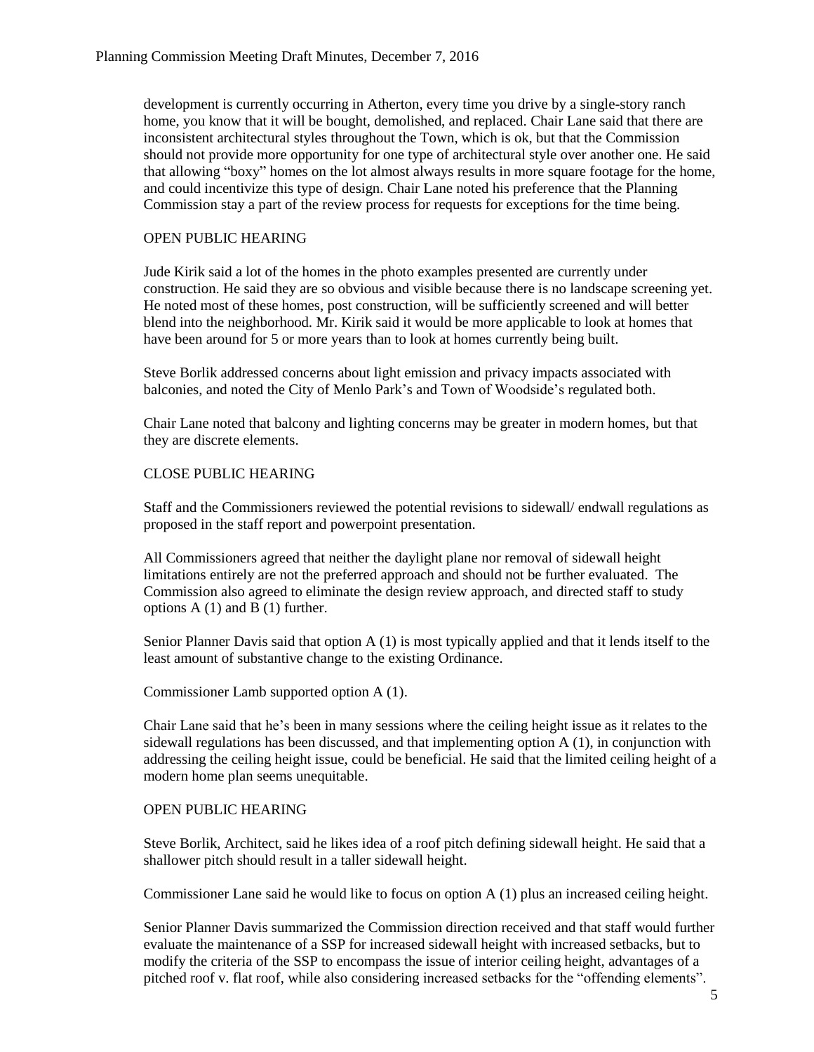development is currently occurring in Atherton, every time you drive by a single-story ranch home, you know that it will be bought, demolished, and replaced. Chair Lane said that there are inconsistent architectural styles throughout the Town, which is ok, but that the Commission should not provide more opportunity for one type of architectural style over another one. He said that allowing "boxy" homes on the lot almost always results in more square footage for the home, and could incentivize this type of design. Chair Lane noted his preference that the Planning Commission stay a part of the review process for requests for exceptions for the time being.

OPEN PUBLIC HEARING

Jude Kirik said a lot of the homes in the photo examples presented are currently under construction. He said they are so obvious and visible because there is no landscape screening yet. He noted most of these homes, post construction, will be sufficiently screened and will better blend into the neighborhood. Mr. Kirik said it would be more applicable to look at homes that have been around for 5 or more years than to look at homes currently being built.

Steve Borlik addressed concerns about light emission and privacy impacts associated with balconies, and noted the City of Menlo Park's and Town of Woodside's regulated both.

Chair Lane noted that balcony and lighting concerns may be greater in modern homes, but that they are discrete elements.

CLOSE PUBLIC HEARING

Staff and the Commissioners reviewed the potential revisions to sidewall/ endwall regulations as proposed in the staff report and powerpoint presentation.

All Commissioners agreed that neither the daylight plane nor removal of sidewall height limitations entirely are not the preferred approach and should not be further evaluated. The Commission also agreed to eliminate the design review approach, and directed staff to study options A (1) and B (1) further.

Senior Planner Davis said that option A (1) is most typically applied and that it lends itself to the least amount of substantive change to the existing Ordinance.

Commissioner Lamb supported option A (1).

Chair Lane said that he's been in many sessions where the ceiling height issue as it relates to the sidewall regulations has been discussed, and that implementing option A (1), in conjunction with addressing the ceiling height issue, could be beneficial. He said that the limited ceiling height of a modern home plan seems unequitable.

OPEN PUBLIC HEARING

Steve Borlik, Architect, said he likes idea of a roof pitch defining sidewall height. He said that a shallower pitch should result in a taller sidewall height.

Commissioner Lane said he would like to focus on option A (1) plus an increased ceiling height.

Senior Planner Davis summarized the Commission direction received and that staff would further evaluate the maintenance of a SSP for increased sidewall height with increased setbacks, but to modify the criteria of the SSP to encompass the issue of interior ceiling height, advantages of a pitched roof v. flat roof, while also considering increased setbacks for the "offending elements".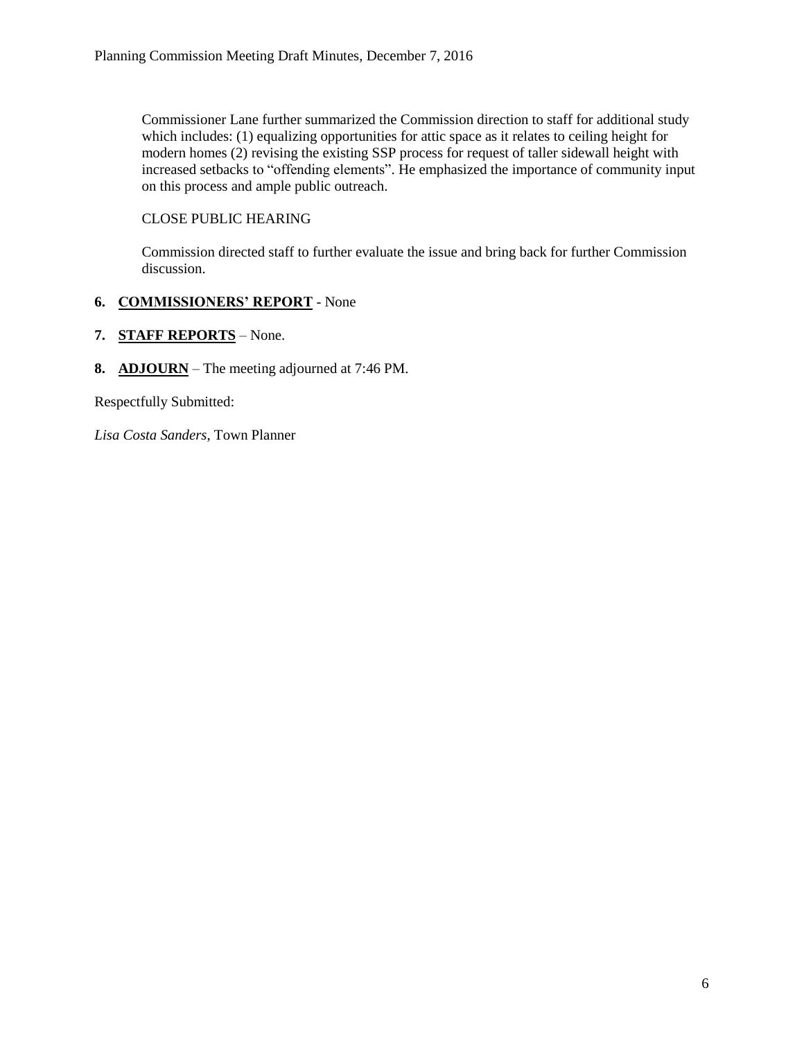Commissioner Lane further summarized the Commission direction to staff for additional study which includes: (1) equalizing opportunities for attic space as it relates to ceiling height for modern homes (2) revising the existing SSP process for request of taller sidewall height with increased setbacks to "offending elements". He emphasized the importance of community input on this process and ample public outreach.

CLOSE PUBLIC HEARING

Commission directed staff to further evaluate the issue and bring back for further Commission discussion.

6. **COMMISSIONERS' REPORT** - None

7. **STAFF REPORTS** – None.

8. **ADJOURN** – The meeting adjourned at 7:46 PM.

Respectfully Submitted:

*Lisa Costa Sanders*, Town Planner